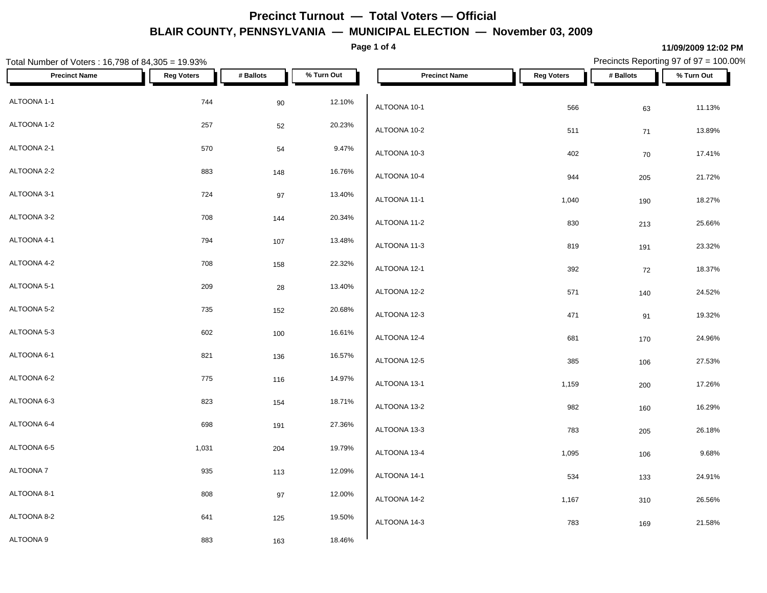# Precinct Turnout — Total Voters — Official

## BLAIR COUNTY, PENNSYLVANIA — MUNICIPAL ELECTION — November 03, 2009

11/09/2009 12:02 PM

Total Number of Voters : 16,798 of 84,305 = 19.93%

Precincts Reporting 97 of 97 = 100.00%

| Precinct Name | Reg Voters | # Ballots | % Turn Out |
|---|---|---|---|
| ALTOONA 1-1 | 744 | 90 | 12.10% |
| ALTOONA 1-2 | 257 | 52 | 20.23% |
| ALTOONA 2-1 | 570 | 54 | 9.47% |
| ALTOONA 2-2 | 883 | 148 | 16.76% |
| ALTOONA 3-1 | 724 | 97 | 13.40% |
| ALTOONA 3-2 | 708 | 144 | 20.34% |
| ALTOONA 4-1 | 794 | 107 | 13.48% |
| ALTOONA 4-2 | 708 | 158 | 22.32% |
| ALTOONA 5-1 | 209 | 28 | 13.40% |
| ALTOONA 5-2 | 735 | 152 | 20.68% |
| ALTOONA 5-3 | 602 | 100 | 16.61% |
| ALTOONA 6-1 | 821 | 136 | 16.57% |
| ALTOONA 6-2 | 775 | 116 | 14.97% |
| ALTOONA 6-3 | 823 | 154 | 18.71% |
| ALTOONA 6-4 | 698 | 191 | 27.36% |
| ALTOONA 6-5 | 1,031 | 204 | 19.79% |
| ALTOONA 7 | 935 | 113 | 12.09% |
| ALTOONA 8-1 | 808 | 97 | 12.00% |
| ALTOONA 8-2 | 641 | 125 | 19.50% |
| ALTOONA 9 | 883 | 163 | 18.46% |
| ALTOONA 10-1 | 566 | 63 | 11.13% |
| ALTOONA 10-2 | 511 | 71 | 13.89% |
| ALTOONA 10-3 | 402 | 70 | 17.41% |
| ALTOONA 10-4 | 944 | 205 | 21.72% |
| ALTOONA 11-1 | 1,040 | 190 | 18.27% |
| ALTOONA 11-2 | 830 | 213 | 25.66% |
| ALTOONA 11-3 | 819 | 191 | 23.32% |
| ALTOONA 12-1 | 392 | 72 | 18.37% |
| ALTOONA 12-2 | 571 | 140 | 24.52% |
| ALTOONA 12-3 | 471 | 91 | 19.32% |
| ALTOONA 12-4 | 681 | 170 | 24.96% |
| ALTOONA 12-5 | 385 | 106 | 27.53% |
| ALTOONA 13-1 | 1,159 | 200 | 17.26% |
| ALTOONA 13-2 | 982 | 160 | 16.29% |
| ALTOONA 13-3 | 783 | 205 | 26.18% |
| ALTOONA 13-4 | 1,095 | 106 | 9.68% |
| ALTOONA 14-1 | 534 | 133 | 24.91% |
| ALTOONA 14-2 | 1,167 | 310 | 26.56% |
| ALTOONA 14-3 | 783 | 169 | 21.58% |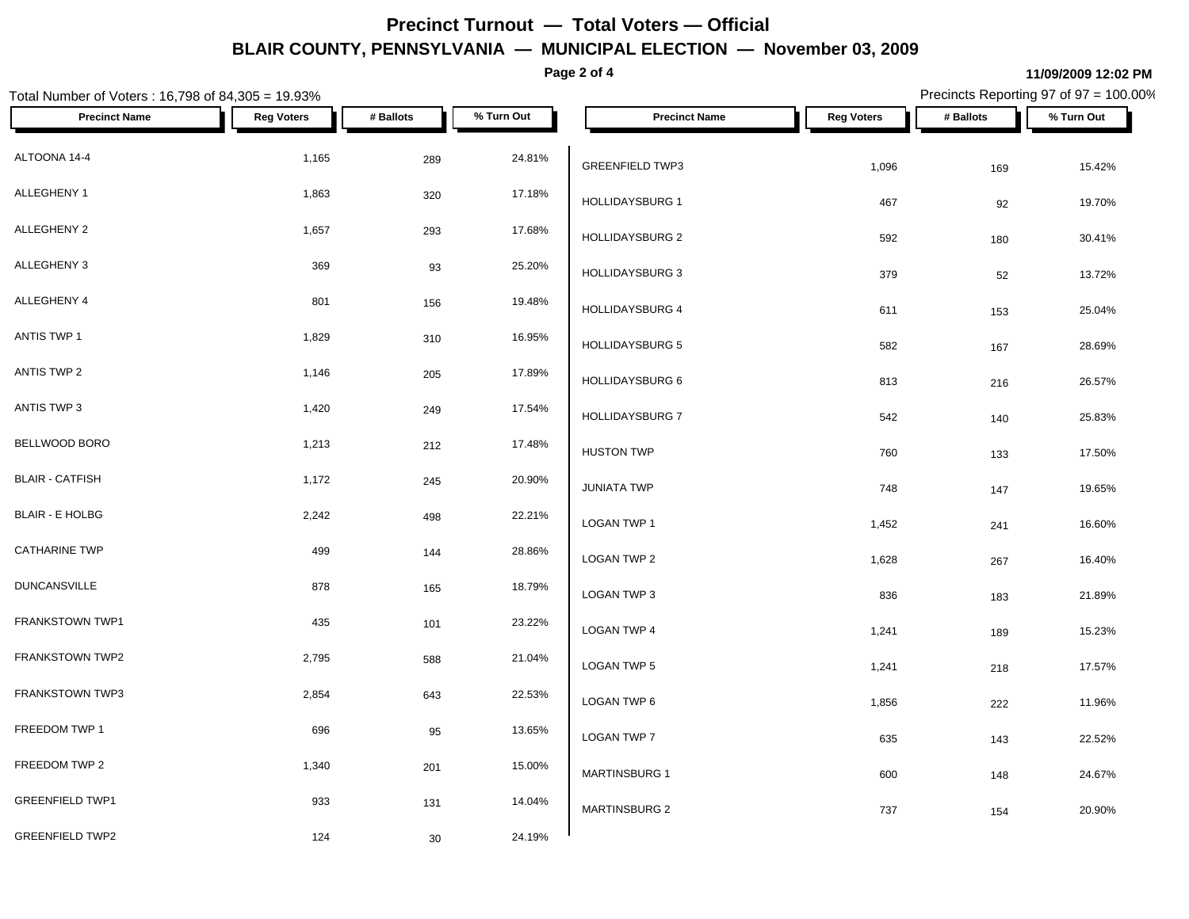# Precinct Turnout — Total Voters — Official

## BLAIR COUNTY, PENNSYLVANIA — MUNICIPAL ELECTION — November 03, 2009

11/09/2009 12:02 PM

Total Number of Voters : 16,798 of 84,305 = 19.93%

Precincts Reporting 97 of 97 = 100.00%

| Precinct Name | Reg Voters | # Ballots | % Turn Out |
|---|---|---|---|
| ALTOONA 14-4 | 1,165 | 289 | 24.81% |
| ALLEGHENY 1 | 1,863 | 320 | 17.18% |
| ALLEGHENY 2 | 1,657 | 293 | 17.68% |
| ALLEGHENY 3 | 369 | 93 | 25.20% |
| ALLEGHENY 4 | 801 | 156 | 19.48% |
| ANTIS TWP 1 | 1,829 | 310 | 16.95% |
| ANTIS TWP 2 | 1,146 | 205 | 17.89% |
| ANTIS TWP 3 | 1,420 | 249 | 17.54% |
| BELLWOOD BORO | 1,213 | 212 | 17.48% |
| BLAIR - CATFISH | 1,172 | 245 | 20.90% |
| BLAIR - E HOLBG | 2,242 | 498 | 22.21% |
| CATHARINE TWP | 499 | 144 | 28.86% |
| DUNCANSVILLE | 878 | 165 | 18.79% |
| FRANKSTOWN TWP1 | 435 | 101 | 23.22% |
| FRANKSTOWN TWP2 | 2,795 | 588 | 21.04% |
| FRANKSTOWN TWP3 | 2,854 | 643 | 22.53% |
| FREEDOM TWP 1 | 696 | 95 | 13.65% |
| FREEDOM TWP 2 | 1,340 | 201 | 15.00% |
| GREENFIELD TWP1 | 933 | 131 | 14.04% |
| GREENFIELD TWP2 | 124 | 30 | 24.19% |
| GREENFIELD TWP3 | 1,096 | 169 | 15.42% |
| HOLLIDAYSBURG 1 | 467 | 92 | 19.70% |
| HOLLIDAYSBURG 2 | 592 | 180 | 30.41% |
| HOLLIDAYSBURG 3 | 379 | 52 | 13.72% |
| HOLLIDAYSBURG 4 | 611 | 153 | 25.04% |
| HOLLIDAYSBURG 5 | 582 | 167 | 28.69% |
| HOLLIDAYSBURG 6 | 813 | 216 | 26.57% |
| HOLLIDAYSBURG 7 | 542 | 140 | 25.83% |
| HUSTON TWP | 760 | 133 | 17.50% |
| JUNIATA TWP | 748 | 147 | 19.65% |
| LOGAN TWP 1 | 1,452 | 241 | 16.60% |
| LOGAN TWP 2 | 1,628 | 267 | 16.40% |
| LOGAN TWP 3 | 836 | 183 | 21.89% |
| LOGAN TWP 4 | 1,241 | 189 | 15.23% |
| LOGAN TWP 5 | 1,241 | 218 | 17.57% |
| LOGAN TWP 6 | 1,856 | 222 | 11.96% |
| LOGAN TWP 7 | 635 | 143 | 22.52% |
| MARTINSBURG 1 | 600 | 148 | 24.67% |
| MARTINSBURG 2 | 737 | 154 | 20.90% |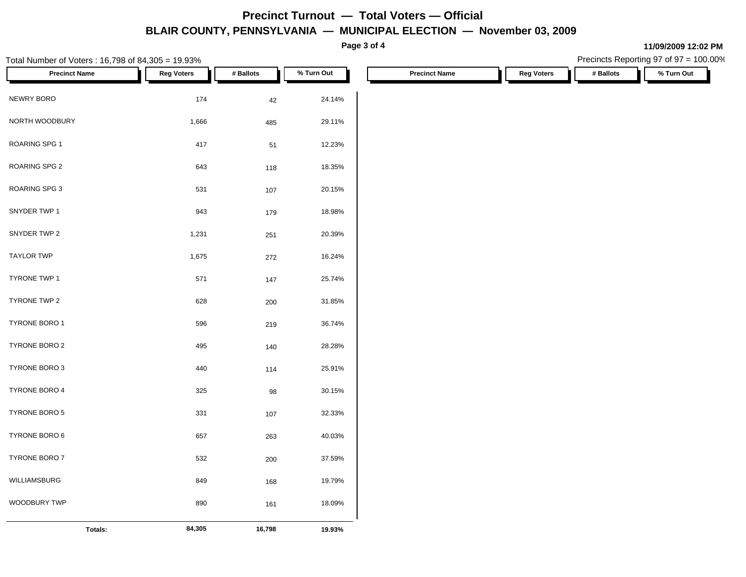# Precinct Turnout — Total Voters — Official

## BLAIR COUNTY, PENNSYLVANIA — MUNICIPAL ELECTION — November 03, 2009

11/09/2009 12:02 PM

Total Number of Voters : 16,798 of 84,305 = 19.93%

Precincts Reporting 97 of 97 = 100.00%

| Precinct Name | Reg Voters | # Ballots | % Turn Out |
|---|---|---|---|
| NEWRY BORO | 174 | 42 | 24.14% |
| NORTH WOODBURY | 1,666 | 485 | 29.11% |
| ROARING SPG 1 | 417 | 51 | 12.23% |
| ROARING SPG 2 | 643 | 118 | 18.35% |
| ROARING SPG 3 | 531 | 107 | 20.15% |
| SNYDER TWP 1 | 943 | 179 | 18.98% |
| SNYDER TWP 2 | 1,231 | 251 | 20.39% |
| TAYLOR TWP | 1,675 | 272 | 16.24% |
| TYRONE TWP 1 | 571 | 147 | 25.74% |
| TYRONE TWP 2 | 628 | 200 | 31.85% |
| TYRONE BORO 1 | 596 | 219 | 36.74% |
| TYRONE BORO 2 | 495 | 140 | 28.28% |
| TYRONE BORO 3 | 440 | 114 | 25.91% |
| TYRONE BORO 4 | 325 | 98 | 30.15% |
| TYRONE BORO 5 | 331 | 107 | 32.33% |
| TYRONE BORO 6 | 657 | 263 | 40.03% |
| TYRONE BORO 7 | 532 | 200 | 37.59% |
| WILLIAMSBURG | 849 | 168 | 19.79% |
| WOODBURY TWP | 890 | 161 | 18.09% |
| **Totals:** | **84,305** | **16,798** | **19.93%** |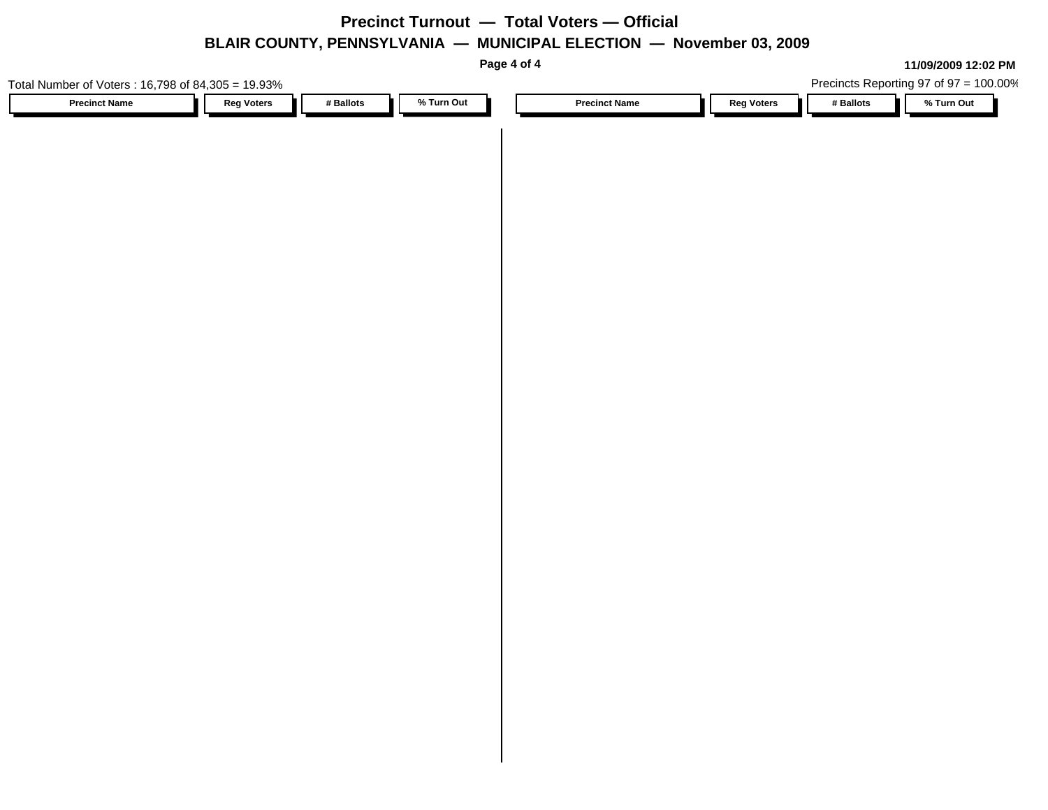# Precinct Turnout — Total Voters — Official

## BLAIR COUNTY, PENNSYLVANIA — MUNICIPAL ELECTION — November 03, 2009

11/09/2009 12:02 PM

Total Number of Voters : 16,798 of 84,305 = 19.93%

Precincts Reporting 97 of 97 = 100.00%

| Precinct Name | Reg Voters | # Ballots | % Turn Out | Precinct Name | Reg Voters | # Ballots | % Turn Out |
|---|---|---|---|---|---|---|---|